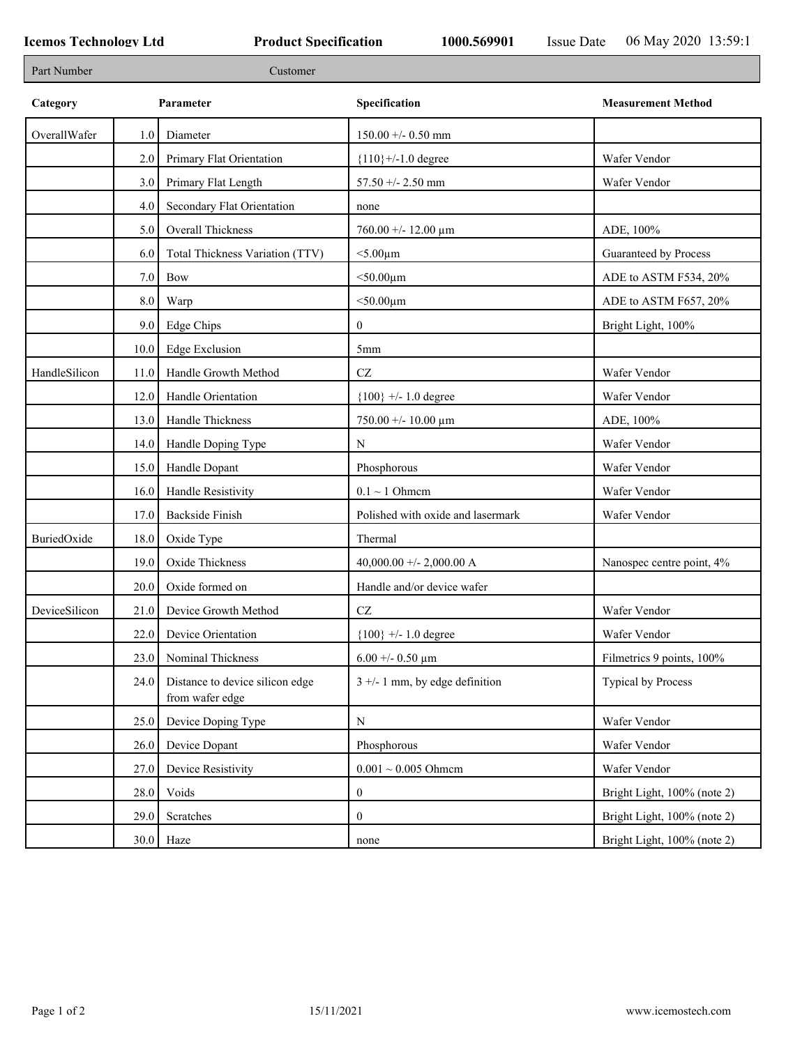**Icemos Technology Ltd** **Product Specification** **1000.569901** Issue Date 06 May 2020 13:59:1

| Part Number | Customer |
|---|---|

| Category | | Parameter | Specification | Measurement Method |
|---|---|---|---|---|
| OverallWafer | 1.0 | Diameter | 150.00 +/- 0.50 mm | |
| | 2.0 | Primary Flat Orientation | {110}+/-1.0 degree | Wafer Vendor |
| | 3.0 | Primary Flat Length | 57.50 +/- 2.50 mm | Wafer Vendor |
| | 4.0 | Secondary Flat Orientation | none | |
| | 5.0 | Overall Thickness | 760.00 +/- 12.00 µm | ADE, 100% |
| | 6.0 | Total Thickness Variation (TTV) | <5.00µm | Guaranteed by Process |
| | 7.0 | Bow | <50.00µm | ADE to ASTM F534, 20% |
| | 8.0 | Warp | <50.00µm | ADE to ASTM F657, 20% |
| | 9.0 | Edge Chips | 0 | Bright Light, 100% |
| | 10.0 | Edge Exclusion | 5mm | |
| HandleSilicon | 11.0 | Handle Growth Method | CZ | Wafer Vendor |
| | 12.0 | Handle Orientation | {100} +/- 1.0 degree | Wafer Vendor |
| | 13.0 | Handle Thickness | 750.00 +/- 10.00 µm | ADE, 100% |
| | 14.0 | Handle Doping Type | N | Wafer Vendor |
| | 15.0 | Handle Dopant | Phosphorous | Wafer Vendor |
| | 16.0 | Handle Resistivity | 0.1 ~ 1 Ohmcm | Wafer Vendor |
| | 17.0 | Backside Finish | Polished with oxide and lasermark | Wafer Vendor |
| BuriedOxide | 18.0 | Oxide Type | Thermal | |
| | 19.0 | Oxide Thickness | 40,000.00 +/- 2,000.00 A | Nanospec centre point, 4% |
| | 20.0 | Oxide formed on | Handle and/or device wafer | |
| DeviceSilicon | 21.0 | Device Growth Method | CZ | Wafer Vendor |
| | 22.0 | Device Orientation | {100} +/- 1.0 degree | Wafer Vendor |
| | 23.0 | Nominal Thickness | 6.00 +/- 0.50 µm | Filmetrics 9 points, 100% |
| | 24.0 | Distance to device silicon edge from wafer edge | 3 +/- 1 mm, by edge definition | Typical by Process |
| | 25.0 | Device Doping Type | N | Wafer Vendor |
| | 26.0 | Device Dopant | Phosphorous | Wafer Vendor |
| | 27.0 | Device Resistivity | 0.001 ~ 0.005 Ohmcm | Wafer Vendor |
| | 28.0 | Voids | 0 | Bright Light, 100% (note 2) |
| | 29.0 | Scratches | 0 | Bright Light, 100% (note 2) |
| | 30.0 | Haze | none | Bright Light, 100% (note 2) |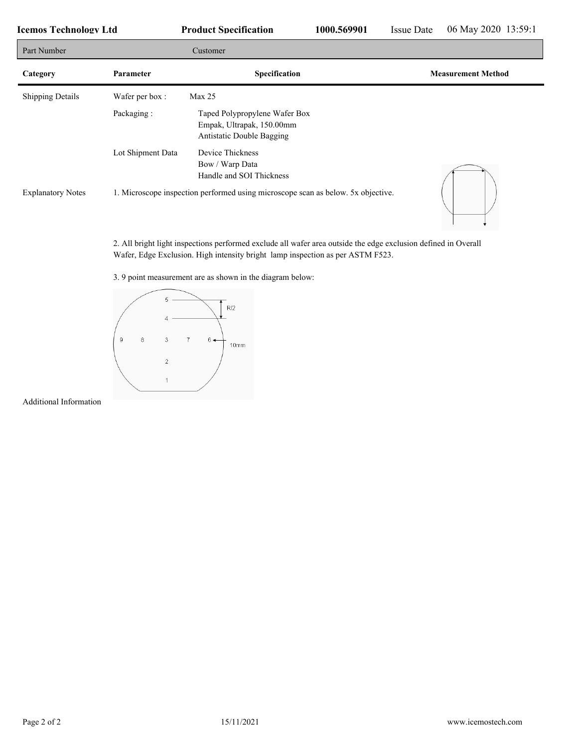| Category | Parameter | Specification | Measurement Method |
|---|---|---|---|
| Shipping Details | Wafer per box : | Max 25 | |
| | Packaging : | Taped Polypropylene Wafer Box<br>Empak, Ultrapak, 150.00mm<br>Antistatic Double Bagging | |
| | Lot Shipment Data | Device Thickness<br>Bow / Warp Data<br>Handle and SOI Thickness | |
| Explanatory Notes | 1. Microscope inspection performed using microscope scan as below. 5x objective. | | |

2. All bright light inspections performed exclude all wafer area outside the edge exclusion defined in Overall Wafer, Edge Exclusion. High intensity bright lamp inspection as per ASTM F523.

3. 9 point measurement are as shown in the diagram below:

5
4
R/2
9 8 3 7 6
10mm
2
1

Additional Information